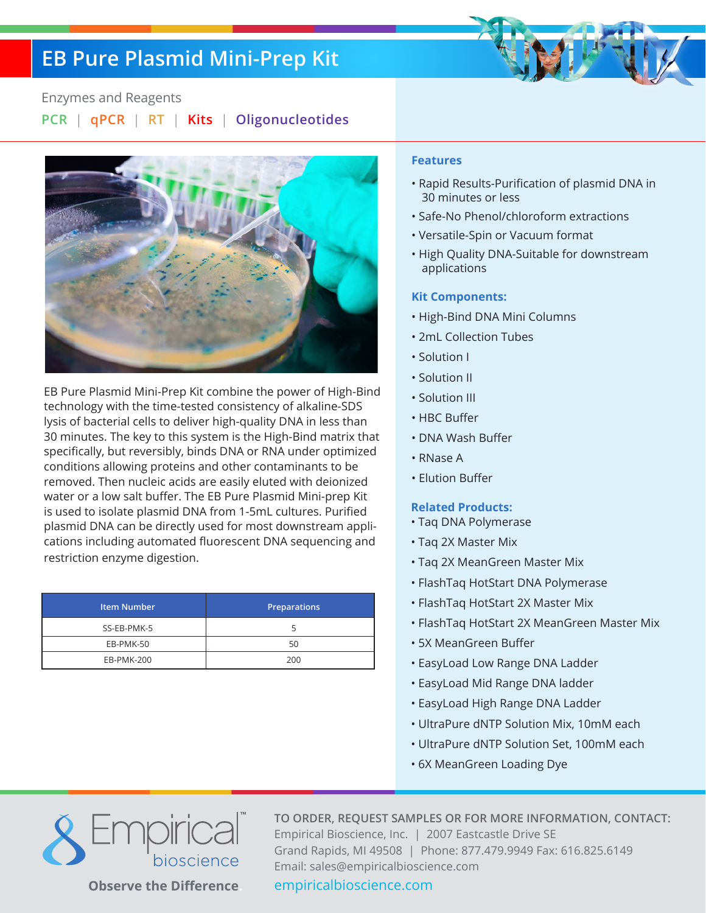# EB Pure Plasmid Mini-Prep Kit

Enzymes and Reagents

PCR | qPCR | RT | Kits | Oligonucleotides

EB Pure Plasmid Mini-Prep Kit combine the power of High-Bind technology with the time-tested consistency of alkaline-SDS lysis of bacterial cells to deliver high-quality DNA in less than 30 minutes. The key to this system is the High-Bind matrix that specifically, but reversibly, binds DNA or RNA under optimized conditions allowing proteins and other contaminants to be removed. Then nucleic acids are easily eluted with deionized water or a low salt buffer. The EB Pure Plasmid Mini-prep Kit is used to isolate plasmid DNA from 1-5mL cultures. Purified plasmid DNA can be directly used for most downstream applications including automated fluorescent DNA sequencing and restriction enzyme digestion.

| Item Number | Preparations |
|---|---|
| SS-EB-PMK-5 | 5 |
| EB-PMK-50 | 50 |
| EB-PMK-200 | 200 |

## Features

- Rapid Results-Purification of plasmid DNA in 30 minutes or less
- Safe-No Phenol/chloroform extractions
- Versatile-Spin or Vacuum format
- High Quality DNA-Suitable for downstream applications

## Kit Components:

- High-Bind DNA Mini Columns
- 2mL Collection Tubes
- Solution I
- Solution II
- Solution III
- HBC Buffer
- DNA Wash Buffer
- RNase A
- Elution Buffer

## Related Products:

- Taq DNA Polymerase
- Taq 2X Master Mix
- Taq 2X MeanGreen Master Mix
- FlashTaq HotStart DNA Polymerase
- FlashTaq HotStart 2X Master Mix
- FlashTaq HotStart 2X MeanGreen Master Mix
- 5X MeanGreen Buffer
- EasyLoad Low Range DNA Ladder
- EasyLoad Mid Range DNA ladder
- EasyLoad High Range DNA Ladder
- UltraPure dNTP Solution Mix, 10mM each
- UltraPure dNTP Solution Set, 100mM each
- 6X MeanGreen Loading Dye

Empirical™ bioscience

**Observe the Difference.**

**TO ORDER, REQUEST SAMPLES OR FOR MORE INFORMATION, CONTACT:**
Empirical Bioscience, Inc. | 2007 Eastcastle Drive SE
Grand Rapids, MI 49508 | Phone: 877.479.9949 Fax: 616.825.6149
Email: sales@empiricalbioscience.com
empiricalbioscience.com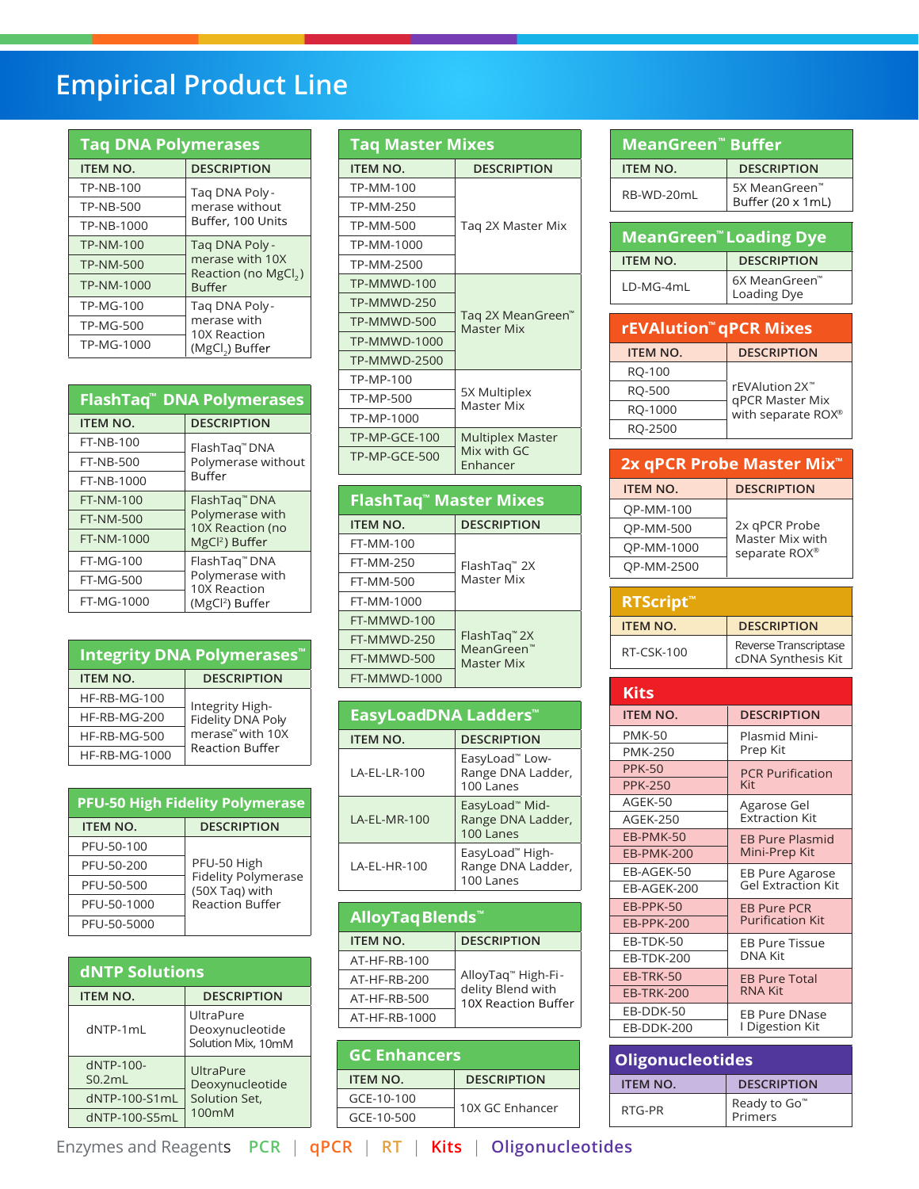# Empirical Product Line

## Taq DNA Polymerases

| ITEM NO. | DESCRIPTION |
|---|---|
| TP-NB-100 | Taq DNA Polymerase without Buffer, 100 Units |
| TP-NB-500 | |
| TP-NB-1000 | |
| TP-NM-100 | Taq DNA Polymerase with 10X Reaction (no $MgCl_2$) Buffer |
| TP-NM-500 | |
| TP-NM-1000 | |
| TP-MG-100 | Taq DNA Polymerase with 10X Reaction ($MgCl_2$) Buffer |
| TP-MG-500 | |
| TP-MG-1000 | |

## FlashTaq™ DNA Polymerases

| ITEM NO. | DESCRIPTION |
|---|---|
| FT-NB-100 | FlashTaq™ DNA Polymerase without Buffer |
| FT-NB-500 | |
| FT-NB-1000 | |
| FT-NM-100 | FlashTaq™ DNA Polymerase with 10X Reaction (no $MgCl^2$) Buffer |
| FT-NM-500 | |
| FT-NM-1000 | |
| FT-MG-100 | FlashTaq™ DNA Polymerase with 10X Reaction ($MgCl^2$) Buffer |
| FT-MG-500 | |
| FT-MG-1000 | |

## Integrity DNA Polymerases™

| ITEM NO. | DESCRIPTION |
|---|---|
| HF-RB-MG-100 | Integrity High-Fidelity DNA Polymerase™ with 10X Reaction Buffer |
| HF-RB-MG-200 | |
| HF-RB-MG-500 | |
| HF-RB-MG-1000 | |

## PFU-50 High Fidelity Polymerase

| ITEM NO. | DESCRIPTION |
|---|---|
| PFU-50-100 | PFU-50 High Fidelity Polymerase (50X Taq) with Reaction Buffer |
| PFU-50-200 | |
| PFU-50-500 | |
| PFU-50-1000 | |
| PFU-50-5000 | |

## dNTP Solutions

| ITEM NO. | DESCRIPTION |
|---|---|
| dNTP-1mL | UltraPure Deoxynucleotide Solution Mix, 10mM |
| dNTP-100-S0.2mL | UltraPure Deoxynucleotide Solution Set, 100mM |
| dNTP-100-S1mL | |
| dNTP-100-S5mL | |

## Taq Master Mixes

| ITEM NO. | DESCRIPTION |
|---|---|
| TP-MM-100 | Taq 2X Master Mix |
| TP-MM-250 | |
| TP-MM-500 | |
| TP-MM-1000 | |
| TP-MM-2500 | |
| TP-MMWD-100 | Taq 2X MeanGreen™ Master Mix |
| TP-MMWD-250 | |
| TP-MMWD-500 | |
| TP-MMWD-1000 | |
| TP-MMWD-2500 | |
| TP-MP-100 | 5X Multiplex Master Mix |
| TP-MP-500 | |
| TP-MP-1000 | |
| TP-MP-GCE-100 | Multiplex Master Mix with GC Enhancer |
| TP-MP-GCE-500 | |

## FlashTaq™ Master Mixes

| ITEM NO. | DESCRIPTION |
|---|---|
| FT-MM-100 | FlashTaq™ 2X Master Mix |
| FT-MM-250 | |
| FT-MM-500 | |
| FT-MM-1000 | |
| FT-MMWD-100 | FlashTaq™ 2X MeanGreen™ Master Mix |
| FT-MMWD-250 | |
| FT-MMWD-500 | |
| FT-MMWD-1000 | |

## EasyLoadDNA Ladders™

| ITEM NO. | DESCRIPTION |
|---|---|
| LA-EL-LR-100 | EasyLoad™ Low-Range DNA Ladder, 100 Lanes |
| LA-EL-MR-100 | EasyLoad™ Mid-Range DNA Ladder, 100 Lanes |
| LA-EL-HR-100 | EasyLoad™ High-Range DNA Ladder, 100 Lanes |

## AlloyTaq Blends™

| ITEM NO. | DESCRIPTION |
|---|---|
| AT-HF-RB-100 | AlloyTaq™ High-Fidelity Blend with 10X Reaction Buffer |
| AT-HF-RB-200 | |
| AT-HF-RB-500 | |
| AT-HF-RB-1000 | |

## GC Enhancers

| ITEM NO. | DESCRIPTION |
|---|---|
| GCE-10-100 | 10X GC Enhancer |
| GCE-10-500 | |

## MeanGreen™ Buffer

| ITEM NO. | DESCRIPTION |
|---|---|
| RB-WD-20mL | 5X MeanGreen™ Buffer (20 x 1mL) |

## MeanGreen™ Loading Dye

| ITEM NO. | DESCRIPTION |
|---|---|
| LD-MG-4mL | 6X MeanGreen™ Loading Dye |

## rEVAlution™ qPCR Mixes

| ITEM NO. | DESCRIPTION |
|---|---|
| RQ-100 | rEVAlution 2X™ qPCR Master Mix with separate ROX® |
| RQ-500 | |
| RQ-1000 | |
| RQ-2500 | |

## 2x qPCR Probe Master Mix™

| ITEM NO. | DESCRIPTION |
|---|---|
| QP-MM-100 | 2x qPCR Probe Master Mix with separate ROX® |
| QP-MM-500 | |
| QP-MM-1000 | |
| QP-MM-2500 | |

## RTScript™

| ITEM NO. | DESCRIPTION |
|---|---|
| RT-CSK-100 | Reverse Transcriptase cDNA Synthesis Kit |

## Kits

| ITEM NO. | DESCRIPTION |
|---|---|
| PMK-50 | Plasmid Mini-Prep Kit |
| PMK-250 | |
| PPK-50 | PCR Purification Kit |
| PPK-250 | |
| AGEK-50 | Agarose Gel Extraction Kit |
| AGEK-250 | |
| EB-PMK-50 | EB Pure Plasmid Mini-Prep Kit |
| EB-PMK-200 | |
| EB-AGEK-50 | EB Pure Agarose Gel Extraction Kit |
| EB-AGEK-200 | |
| EB-PPK-50 | EB Pure PCR Purification Kit |
| EB-PPK-200 | |
| EB-TDK-50 | EB Pure Tissue DNA Kit |
| EB-TDK-200 | |
| EB-TRK-50 | EB Pure Total RNA Kit |
| EB-TRK-200 | |
| EB-DDK-50 | EB Pure DNase I Digestion Kit |
| EB-DDK-200 | |

## Oligonucleotides

| ITEM NO. | DESCRIPTION |
|---|---|
| RTG-PR | Ready to Go™ Primers |

Enzymes and Reagents PCR | qPCR | RT | Kits | Oligonucleotides